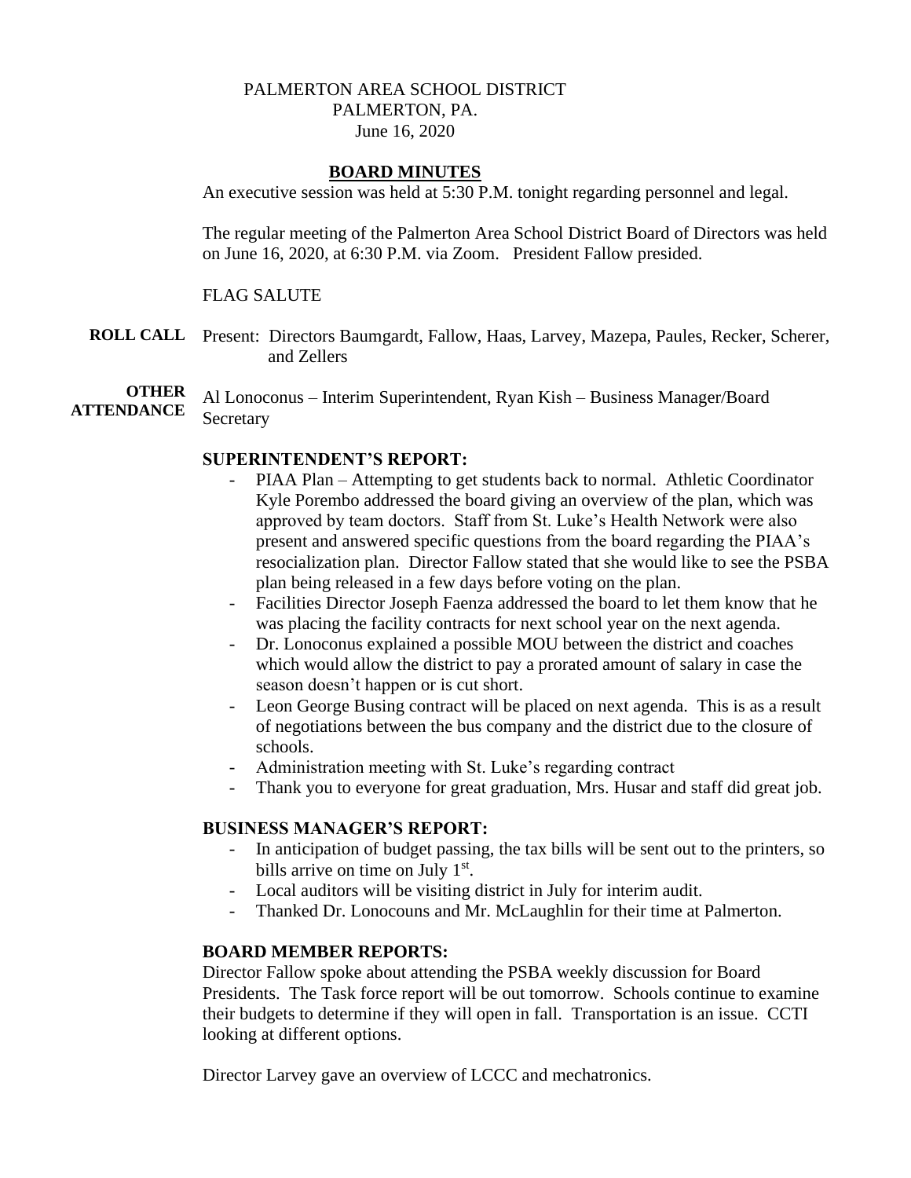PALMERTON AREA SCHOOL DISTRICT
PALMERTON, PA.
June 16, 2020

## BOARD MINUTES

An executive session was held at 5:30 P.M. tonight regarding personnel and legal.

The regular meeting of the Palmerton Area School District Board of Directors was held on June 16, 2020, at 6:30 P.M. via Zoom. President Fallow presided.

FLAG SALUTE

**ROLL CALL** Present: Directors Baumgardt, Fallow, Haas, Larvey, Mazepa, Paules, Recker, Scherer, and Zellers

**OTHER ATTENDANCE** Al Lonoconus – Interim Superintendent, Ryan Kish – Business Manager/Board Secretary

### SUPERINTENDENT'S REPORT:

- PIAA Plan – Attempting to get students back to normal. Athletic Coordinator Kyle Porembo addressed the board giving an overview of the plan, which was approved by team doctors. Staff from St. Luke's Health Network were also present and answered specific questions from the board regarding the PIAA's resocialization plan. Director Fallow stated that she would like to see the PSBA plan being released in a few days before voting on the plan.
- Facilities Director Joseph Faenza addressed the board to let them know that he was placing the facility contracts for next school year on the next agenda.
- Dr. Lonoconus explained a possible MOU between the district and coaches which would allow the district to pay a prorated amount of salary in case the season doesn't happen or is cut short.
- Leon George Busing contract will be placed on next agenda. This is as a result of negotiations between the bus company and the district due to the closure of schools.
- Administration meeting with St. Luke's regarding contract
- Thank you to everyone for great graduation, Mrs. Husar and staff did great job.

### BUSINESS MANAGER'S REPORT:

- In anticipation of budget passing, the tax bills will be sent out to the printers, so bills arrive on time on July 1st.
- Local auditors will be visiting district in July for interim audit.
- Thanked Dr. Lonocouns and Mr. McLaughlin for their time at Palmerton.

### BOARD MEMBER REPORTS:

Director Fallow spoke about attending the PSBA weekly discussion for Board Presidents. The Task force report will be out tomorrow. Schools continue to examine their budgets to determine if they will open in fall. Transportation is an issue. CCTI looking at different options.

Director Larvey gave an overview of LCCC and mechatronics.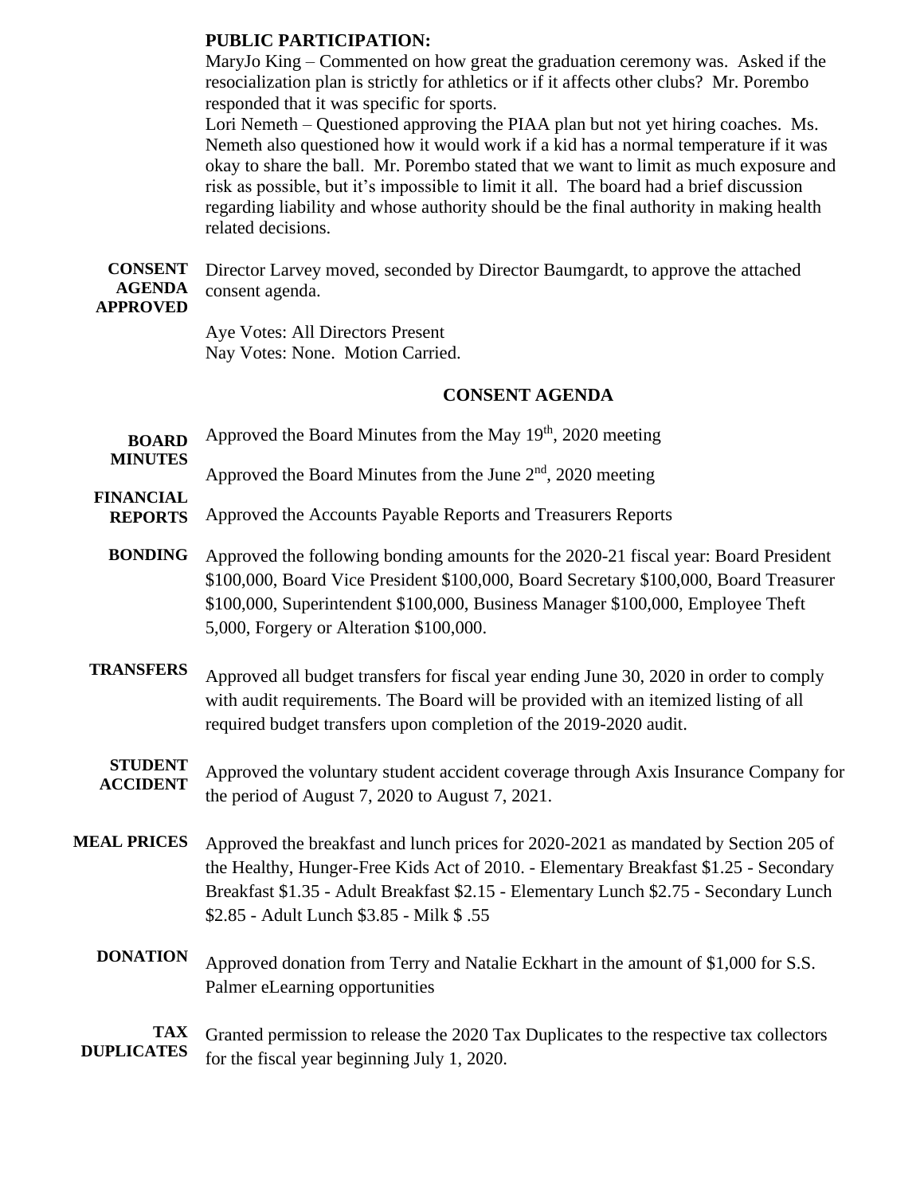**PUBLIC PARTICIPATION:**

MaryJo King – Commented on how great the graduation ceremony was. Asked if the resocialization plan is strictly for athletics or if it affects other clubs? Mr. Porembo responded that it was specific for sports.

Lori Nemeth – Questioned approving the PIAA plan but not yet hiring coaches. Ms. Nemeth also questioned how it would work if a kid has a normal temperature if it was okay to share the ball. Mr. Porembo stated that we want to limit as much exposure and risk as possible, but it's impossible to limit it all. The board had a brief discussion regarding liability and whose authority should be the final authority in making health related decisions.

**CONSENT AGENDA APPROVED** Director Larvey moved, seconded by Director Baumgardt, to approve the attached consent agenda.

Aye Votes: All Directors Present
Nay Votes: None. Motion Carried.

## CONSENT AGENDA

**BOARD MINUTES** Approved the Board Minutes from the May 19th, 2020 meeting

Approved the Board Minutes from the June 2nd, 2020 meeting

**FINANCIAL REPORTS** Approved the Accounts Payable Reports and Treasurers Reports

**BONDING** Approved the following bonding amounts for the 2020-21 fiscal year: Board President \$100,000, Board Vice President \$100,000, Board Secretary \$100,000, Board Treasurer \$100,000, Superintendent \$100,000, Business Manager \$100,000, Employee Theft 5,000, Forgery or Alteration \$100,000.

**TRANSFERS** Approved all budget transfers for fiscal year ending June 30, 2020 in order to comply with audit requirements. The Board will be provided with an itemized listing of all required budget transfers upon completion of the 2019-2020 audit.

**STUDENT ACCIDENT** Approved the voluntary student accident coverage through Axis Insurance Company for the period of August 7, 2020 to August 7, 2021.

**MEAL PRICES** Approved the breakfast and lunch prices for 2020-2021 as mandated by Section 205 of the Healthy, Hunger-Free Kids Act of 2010. - Elementary Breakfast \$1.25 - Secondary Breakfast \$1.35 - Adult Breakfast \$2.15 - Elementary Lunch \$2.75 - Secondary Lunch \$2.85 - Adult Lunch \$3.85 - Milk \$ .55

**DONATION** Approved donation from Terry and Natalie Eckhart in the amount of \$1,000 for S.S. Palmer eLearning opportunities

**TAX DUPLICATES** Granted permission to release the 2020 Tax Duplicates to the respective tax collectors for the fiscal year beginning July 1, 2020.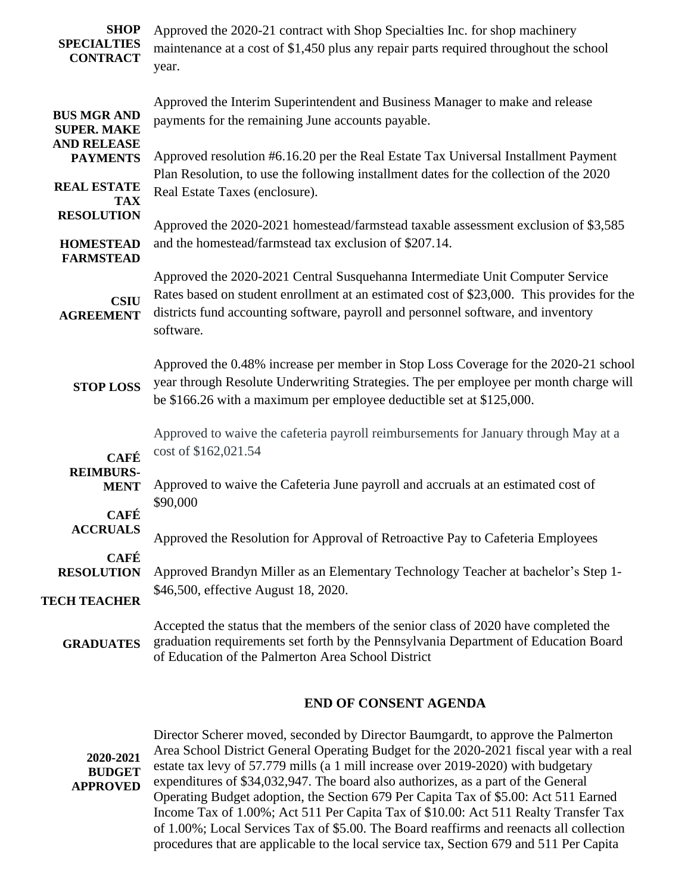**SHOP SPECIALTIES CONTRACT** Approved the 2020-21 contract with Shop Specialties Inc. for shop machinery maintenance at a cost of $1,450 plus any repair parts required throughout the school year.

**BUS MGR AND SUPER. MAKE AND RELEASE PAYMENTS** Approved the Interim Superintendent and Business Manager to make and release payments for the remaining June accounts payable.

**REAL ESTATE TAX RESOLUTION** Approved resolution #6.16.20 per the Real Estate Tax Universal Installment Payment Plan Resolution, to use the following installment dates for the collection of the 2020 Real Estate Taxes (enclosure).

**HOMESTEAD FARMSTEAD** Approved the 2020-2021 homestead/farmstead taxable assessment exclusion of $3,585 and the homestead/farmstead tax exclusion of $207.14.

**CSIU AGREEMENT** Approved the 2020-2021 Central Susquehanna Intermediate Unit Computer Service Rates based on student enrollment at an estimated cost of $23,000. This provides for the districts fund accounting software, payroll and personnel software, and inventory software.

**STOP LOSS** Approved the 0.48% increase per member in Stop Loss Coverage for the 2020-21 school year through Resolute Underwriting Strategies. The per employee per month charge will be $166.26 with a maximum per employee deductible set at $125,000.

**CAFÉ REIMBURS-MENT** Approved to waive the cafeteria payroll reimbursements for January through May at a cost of $162,021.54

**CAFÉ ACCRUALS** Approved to waive the Cafeteria June payroll and accruals at an estimated cost of $90,000

**CAFÉ RESOLUTION** Approved the Resolution for Approval of Retroactive Pay to Cafeteria Employees

**TECH TEACHER** Approved Brandyn Miller as an Elementary Technology Teacher at bachelor's Step 1-$46,500, effective August 18, 2020.

**GRADUATES** Accepted the status that the members of the senior class of 2020 have completed the graduation requirements set forth by the Pennsylvania Department of Education Board of Education of the Palmerton Area School District

## END OF CONSENT AGENDA

**2020-2021 BUDGET APPROVED** Director Scherer moved, seconded by Director Baumgardt, to approve the Palmerton Area School District General Operating Budget for the 2020-2021 fiscal year with a real estate tax levy of 57.779 mills (a 1 mill increase over 2019-2020) with budgetary expenditures of $34,032,947. The board also authorizes, as a part of the General Operating Budget adoption, the Section 679 Per Capita Tax of $5.00: Act 511 Earned Income Tax of 1.00%; Act 511 Per Capita Tax of $10.00: Act 511 Realty Transfer Tax of 1.00%; Local Services Tax of $5.00. The Board reaffirms and reenacts all collection procedures that are applicable to the local service tax, Section 679 and 511 Per Capita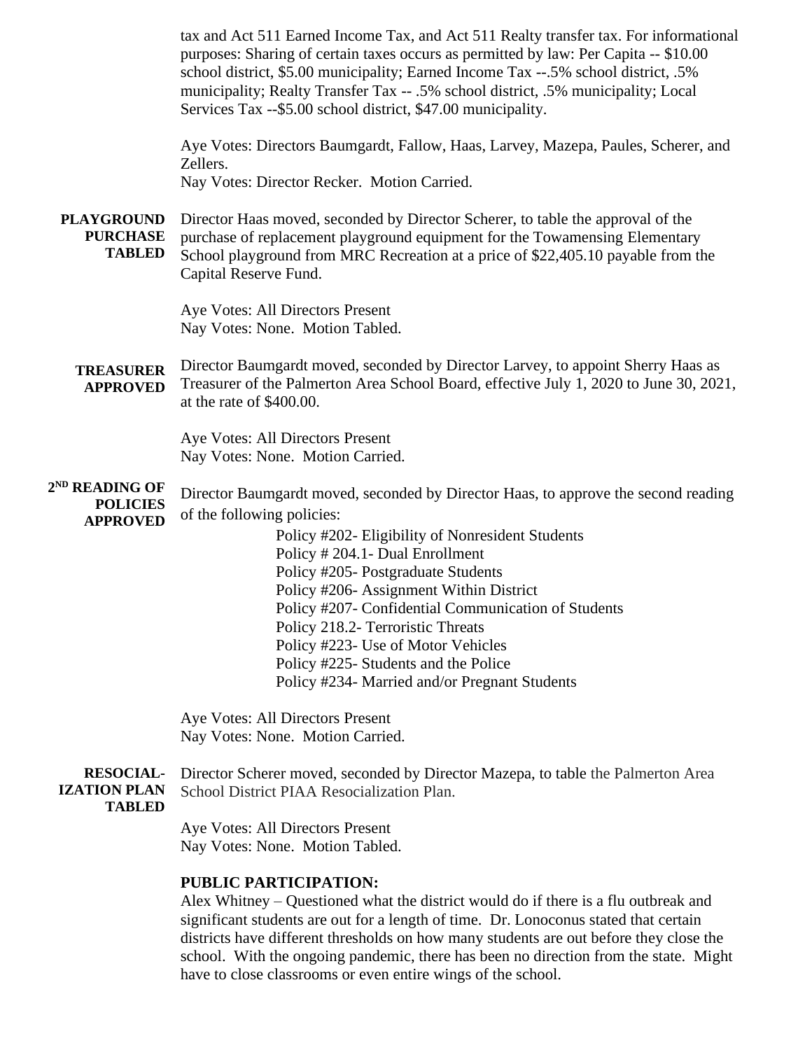tax and Act 511 Earned Income Tax, and Act 511 Realty transfer tax. For informational purposes: Sharing of certain taxes occurs as permitted by law: Per Capita -- $10.00 school district, $5.00 municipality; Earned Income Tax --.5% school district, .5% municipality; Realty Transfer Tax -- .5% school district, .5% municipality; Local Services Tax --$5.00 school district, $47.00 municipality.

Aye Votes: Directors Baumgardt, Fallow, Haas, Larvey, Mazepa, Paules, Scherer, and Zellers.
Nay Votes: Director Recker. Motion Carried.

**PLAYGROUND PURCHASE TABLED**

Director Haas moved, seconded by Director Scherer, to table the approval of the purchase of replacement playground equipment for the Towamensing Elementary School playground from MRC Recreation at a price of $22,405.10 payable from the Capital Reserve Fund.

Aye Votes: All Directors Present
Nay Votes: None. Motion Tabled.

**TREASURER APPROVED**

Director Baumgardt moved, seconded by Director Larvey, to appoint Sherry Haas as Treasurer of the Palmerton Area School Board, effective July 1, 2020 to June 30, 2021, at the rate of $400.00.

Aye Votes: All Directors Present
Nay Votes: None. Motion Carried.

**2ND READING OF POLICIES APPROVED**

Director Baumgardt moved, seconded by Director Haas, to approve the second reading of the following policies:

Policy #202- Eligibility of Nonresident Students
Policy # 204.1- Dual Enrollment
Policy #205- Postgraduate Students
Policy #206- Assignment Within District
Policy #207- Confidential Communication of Students
Policy 218.2- Terroristic Threats
Policy #223- Use of Motor Vehicles
Policy #225- Students and the Police
Policy #234- Married and/or Pregnant Students

Aye Votes: All Directors Present
Nay Votes: None. Motion Carried.

**RESOCIAL-IZATION PLAN TABLED**

Director Scherer moved, seconded by Director Mazepa, to table the Palmerton Area School District PIAA Resocialization Plan.

Aye Votes: All Directors Present
Nay Votes: None. Motion Tabled.

**PUBLIC PARTICIPATION:**

Alex Whitney – Questioned what the district would do if there is a flu outbreak and significant students are out for a length of time. Dr. Lonoconus stated that certain districts have different thresholds on how many students are out before they close the school. With the ongoing pandemic, there has been no direction from the state. Might have to close classrooms or even entire wings of the school.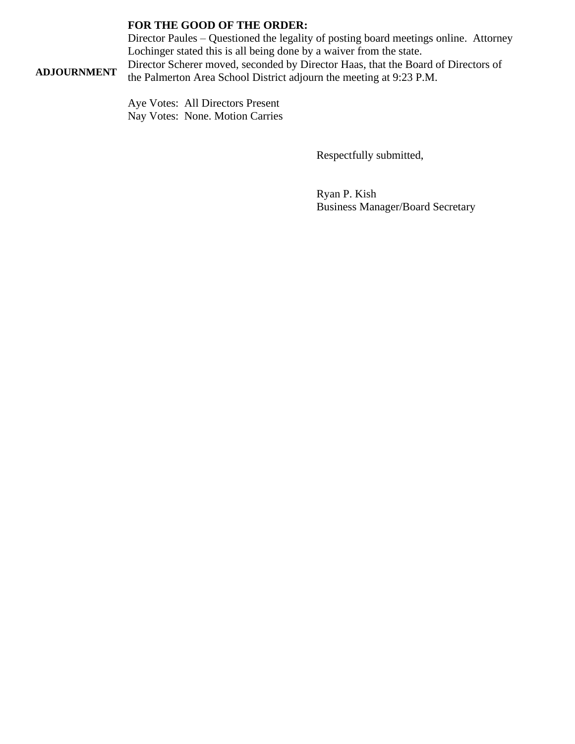**FOR THE GOOD OF THE ORDER:**

Director Paules – Questioned the legality of posting board meetings online. Attorney Lochinger stated this is all being done by a waiver from the state.

**ADJOURNMENT**

Director Scherer moved, seconded by Director Haas, that the Board of Directors of the Palmerton Area School District adjourn the meeting at 9:23 P.M.

Aye Votes: All Directors Present
Nay Votes: None. Motion Carries

Respectfully submitted,

Ryan P. Kish
Business Manager/Board Secretary